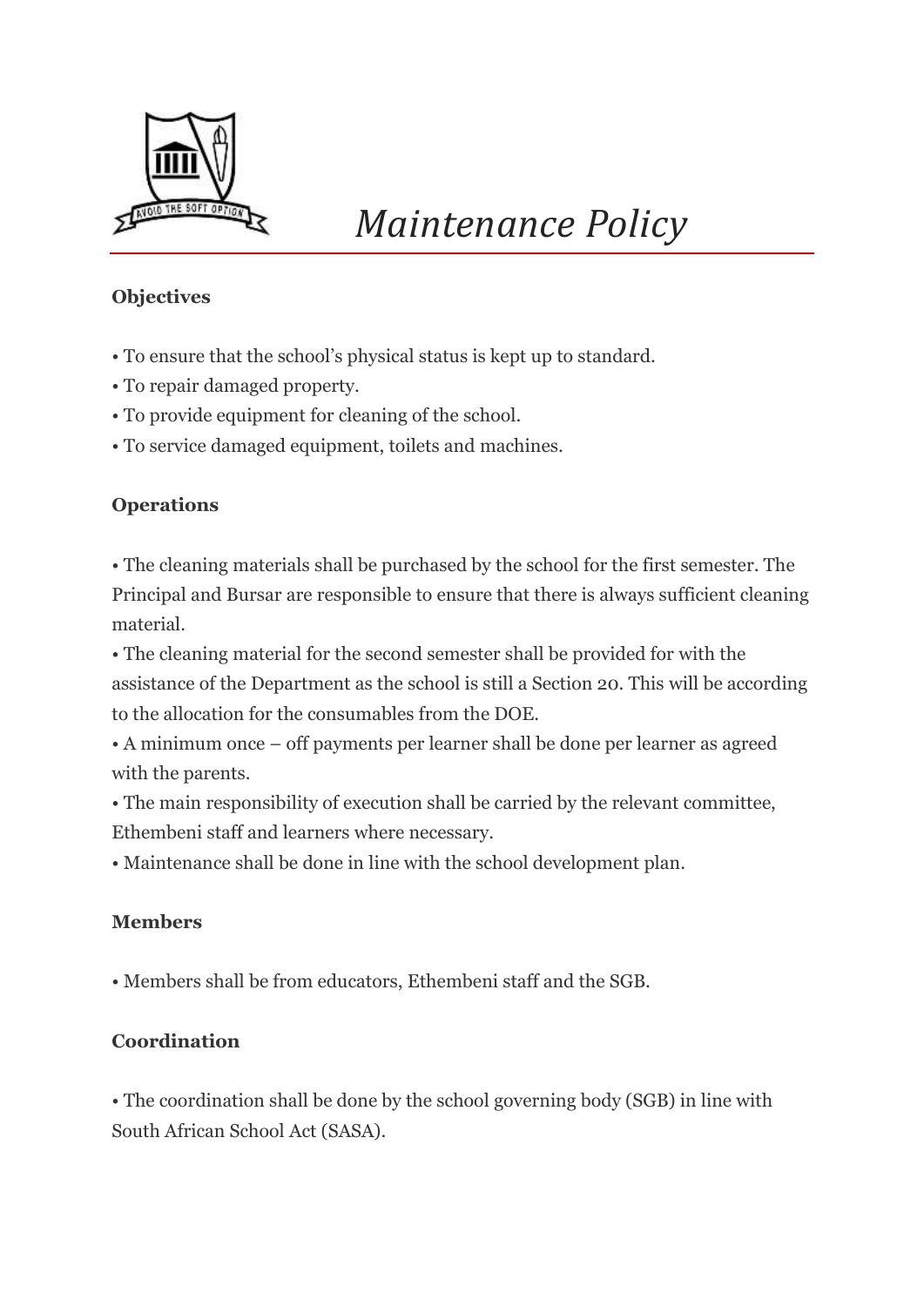# *Maintenance Policy*

**Objectives**

- To ensure that the school's physical status is kept up to standard.
- To repair damaged property.
- To provide equipment for cleaning of the school.
- To service damaged equipment, toilets and machines.

**Operations**

- The cleaning materials shall be purchased by the school for the first semester. The Principal and Bursar are responsible to ensure that there is always sufficient cleaning material.
- The cleaning material for the second semester shall be provided for with the assistance of the Department as the school is still a Section 20. This will be according to the allocation for the consumables from the DOE.
- A minimum once – off payments per learner shall be done per learner as agreed with the parents.
- The main responsibility of execution shall be carried by the relevant committee, Ethembeni staff and learners where necessary.
- Maintenance shall be done in line with the school development plan.

**Members**

- Members shall be from educators, Ethembeni staff and the SGB.

**Coordination**

- The coordination shall be done by the school governing body (SGB) in line with South African School Act (SASA).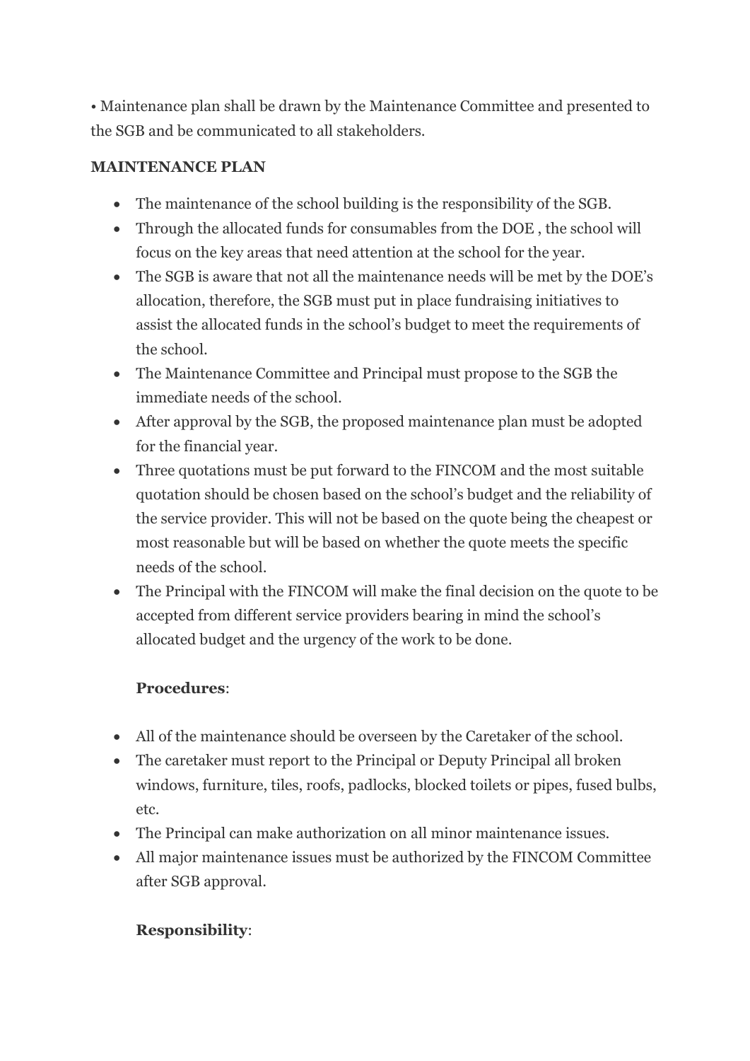• Maintenance plan shall be drawn by the Maintenance Committee and presented to the SGB and be communicated to all stakeholders.

**MAINTENANCE PLAN**

- The maintenance of the school building is the responsibility of the SGB.
- Through the allocated funds for consumables from the DOE , the school will focus on the key areas that need attention at the school for the year.
- The SGB is aware that not all the maintenance needs will be met by the DOE's allocation, therefore, the SGB must put in place fundraising initiatives to assist the allocated funds in the school's budget to meet the requirements of the school.
- The Maintenance Committee and Principal must propose to the SGB the immediate needs of the school.
- After approval by the SGB, the proposed maintenance plan must be adopted for the financial year.
- Three quotations must be put forward to the FINCOM and the most suitable quotation should be chosen based on the school's budget and the reliability of the service provider. This will not be based on the quote being the cheapest or most reasonable but will be based on whether the quote meets the specific needs of the school.
- The Principal with the FINCOM will make the final decision on the quote to be accepted from different service providers bearing in mind the school's allocated budget and the urgency of the work to be done.

**Procedures**:

- All of the maintenance should be overseen by the Caretaker of the school.
- The caretaker must report to the Principal or Deputy Principal all broken windows, furniture, tiles, roofs, padlocks, blocked toilets or pipes, fused bulbs, etc.
- The Principal can make authorization on all minor maintenance issues.
- All major maintenance issues must be authorized by the FINCOM Committee after SGB approval.

**Responsibility**: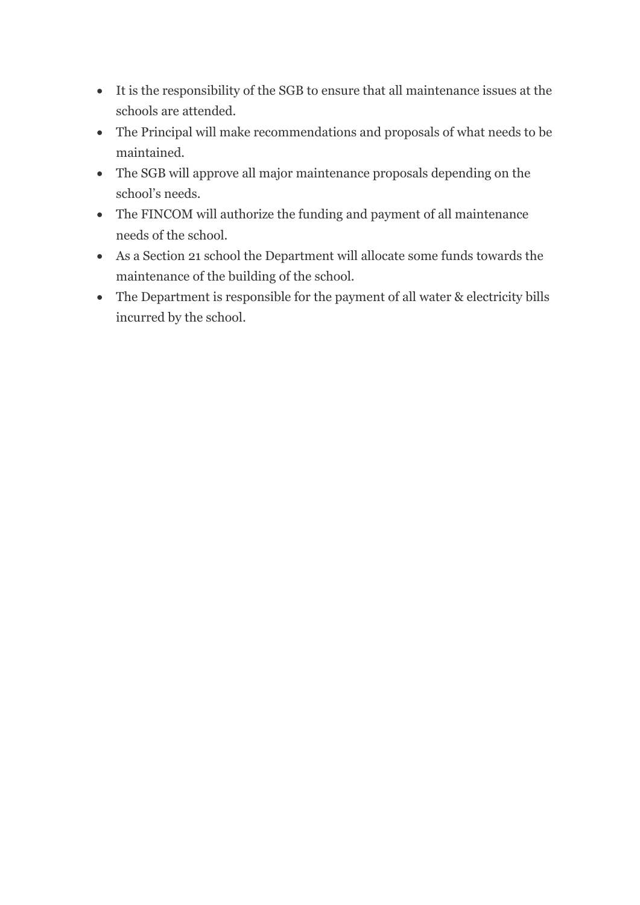- It is the responsibility of the SGB to ensure that all maintenance issues at the schools are attended.
- The Principal will make recommendations and proposals of what needs to be maintained.
- The SGB will approve all major maintenance proposals depending on the school's needs.
- The FINCOM will authorize the funding and payment of all maintenance needs of the school.
- As a Section 21 school the Department will allocate some funds towards the maintenance of the building of the school.
- The Department is responsible for the payment of all water & electricity bills incurred by the school.